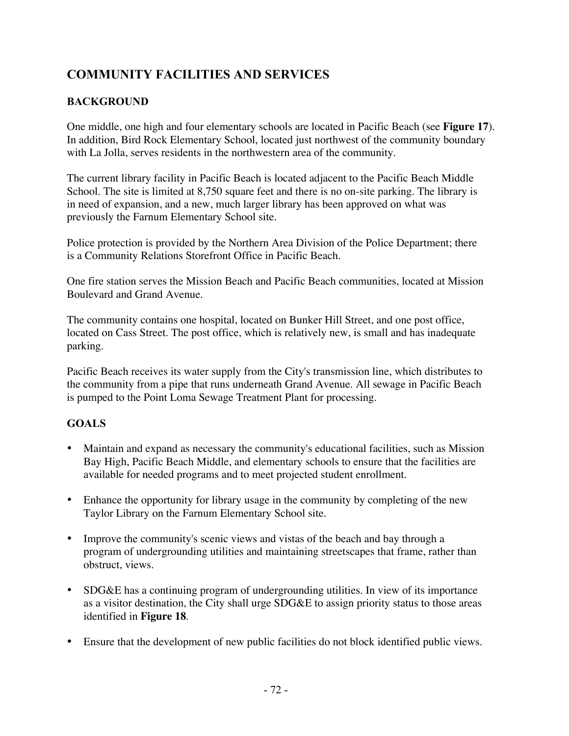# COMMUNITY FACILITIES AND SERVICES

## BACKGROUND

One middle, one high and four elementary schools are located in Pacific Beach (see **Figure 17**). In addition, Bird Rock Elementary School, located just northwest of the community boundary with La Jolla, serves residents in the northwestern area of the community.

The current library facility in Pacific Beach is located adjacent to the Pacific Beach Middle School. The site is limited at 8,750 square feet and there is no on-site parking. The library is in need of expansion, and a new, much larger library has been approved on what was previously the Farnum Elementary School site.

Police protection is provided by the Northern Area Division of the Police Department; there is a Community Relations Storefront Office in Pacific Beach.

One fire station serves the Mission Beach and Pacific Beach communities, located at Mission Boulevard and Grand Avenue.

The community contains one hospital, located on Bunker Hill Street, and one post office, located on Cass Street. The post office, which is relatively new, is small and has inadequate parking.

Pacific Beach receives its water supply from the City's transmission line, which distributes to the community from a pipe that runs underneath Grand Avenue. All sewage in Pacific Beach is pumped to the Point Loma Sewage Treatment Plant for processing.

## GOALS

- Maintain and expand as necessary the community's educational facilities, such as Mission Bay High, Pacific Beach Middle, and elementary schools to ensure that the facilities are available for needed programs and to meet projected student enrollment.
- Enhance the opportunity for library usage in the community by completing of the new Taylor Library on the Farnum Elementary School site.
- Improve the community's scenic views and vistas of the beach and bay through a program of undergrounding utilities and maintaining streetscapes that frame, rather than obstruct, views.
- SDG&E has a continuing program of undergrounding utilities. In view of its importance as a visitor destination, the City shall urge SDG&E to assign priority status to those areas identified in **Figure 18**.
- Ensure that the development of new public facilities do not block identified public views.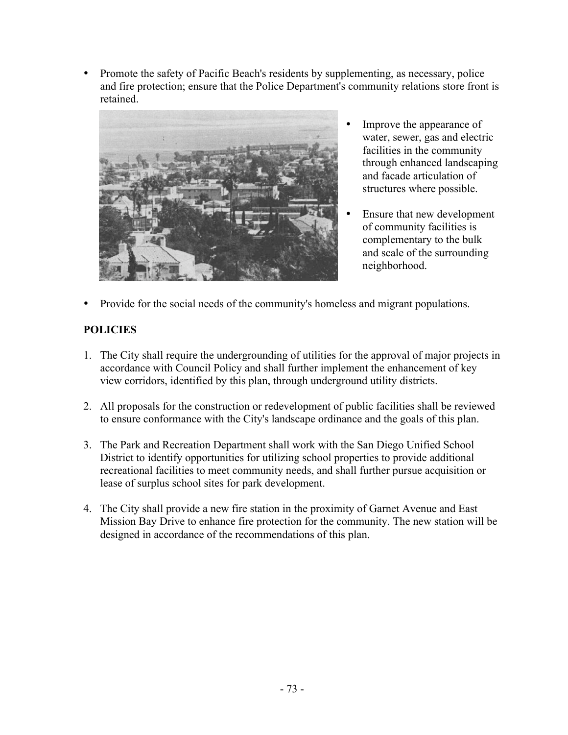- Promote the safety of Pacific Beach's residents by supplementing, as necessary, police and fire protection; ensure that the Police Department's community relations store front is retained.
- Improve the appearance of water, sewer, gas and electric facilities in the community through enhanced landscaping and facade articulation of structures where possible.
- Ensure that new development of community facilities is complementary to the bulk and scale of the surrounding neighborhood.
- Provide for the social needs of the community's homeless and migrant populations.

**POLICIES**

1. The City shall require the undergrounding of utilities for the approval of major projects in accordance with Council Policy and shall further implement the enhancement of key view corridors, identified by this plan, through underground utility districts.
2. All proposals for the construction or redevelopment of public facilities shall be reviewed to ensure conformance with the City's landscape ordinance and the goals of this plan.
3. The Park and Recreation Department shall work with the San Diego Unified School District to identify opportunities for utilizing school properties to provide additional recreational facilities to meet community needs, and shall further pursue acquisition or lease of surplus school sites for park development.
4. The City shall provide a new fire station in the proximity of Garnet Avenue and East Mission Bay Drive to enhance fire protection for the community. The new station will be designed in accordance of the recommendations of this plan.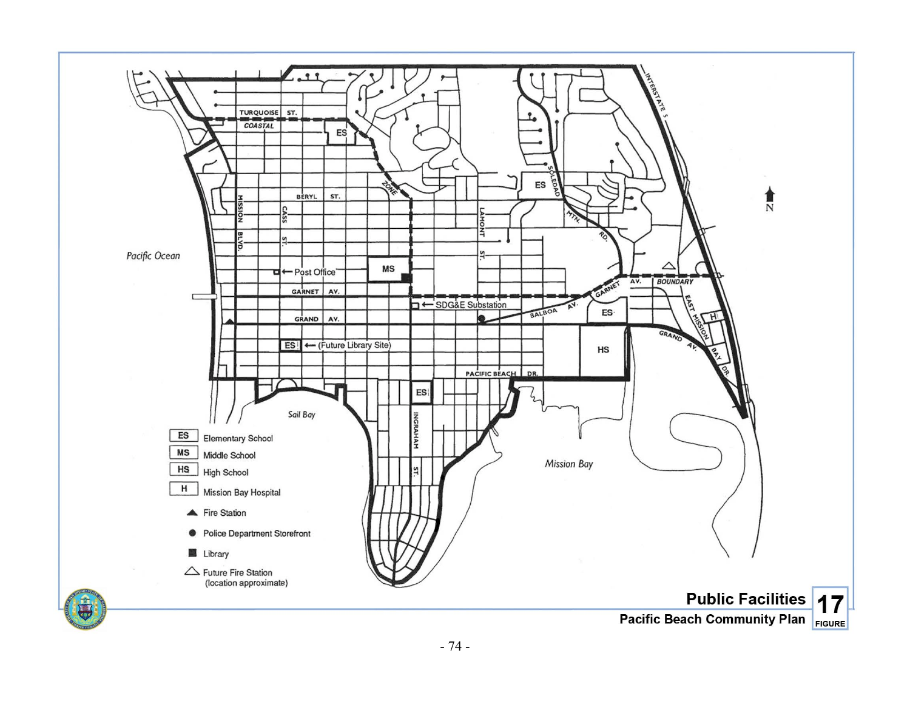Pacific Ocean

Sail Bay

Mission Bay

TURQUOISE ST.

COASTAL ZONE BOUNDARY

BERYL ST.

MISSION BLVD.

CASS ST.

LAMONT ST.

SOLEDAD MTN. RD.

INTERSTATE 5

GARNET AV.

GRAND AV.

BALBOA AV.

PACIFIC BEACH DR.

INGRAHAM ST.

EAST MISSION BAY DR.

Post Office

SDG&E Substation

(Future Library Site)

- ES — Elementary School
- MS — Middle School
- HS — High School
- H — Mission Bay Hospital
- ▲ Fire Station
- ● Police Department Storefront
- ■ Library
- △ Future Fire Station (location approximate)

**Public Facilities**

**Pacific Beach Community Plan**

**17 FIGURE**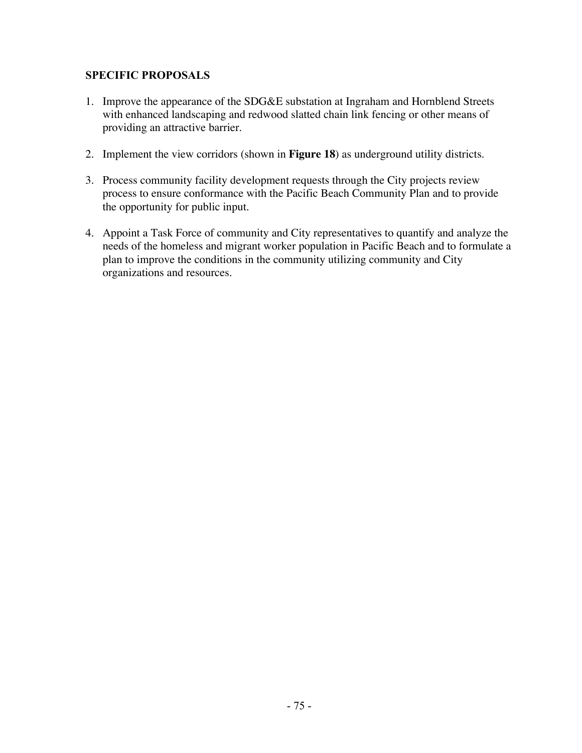### SPECIFIC PROPOSALS

1. Improve the appearance of the SDG&E substation at Ingraham and Hornblend Streets with enhanced landscaping and redwood slatted chain link fencing or other means of providing an attractive barrier.

2. Implement the view corridors (shown in **Figure 18**) as underground utility districts.

3. Process community facility development requests through the City projects review process to ensure conformance with the Pacific Beach Community Plan and to provide the opportunity for public input.

4. Appoint a Task Force of community and City representatives to quantify and analyze the needs of the homeless and migrant worker population in Pacific Beach and to formulate a plan to improve the conditions in the community utilizing community and City organizations and resources.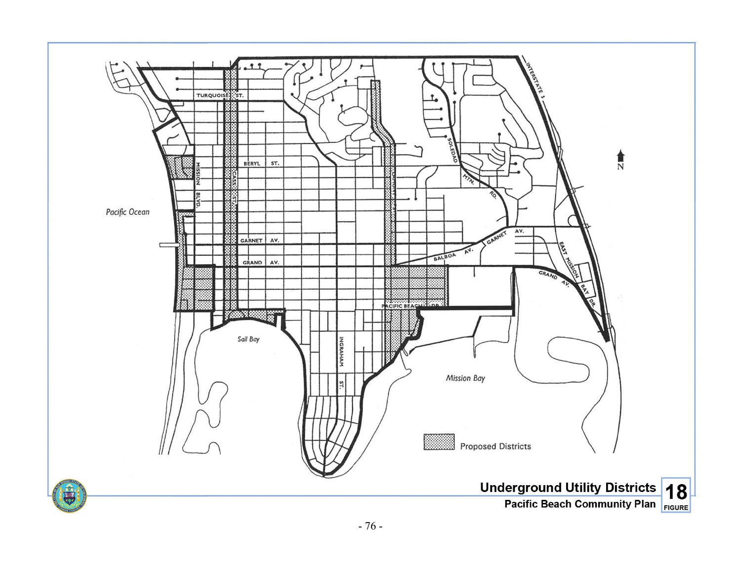TURQUOISE ST.

BERYL ST.

MISSION BLVD.

CASS ST.

INGRAHAM ST.

SOLEDAD MTN. RD.

INTERSTATE 5

Pacific Ocean

GARNET AV.

GRAND AV.

BALBOA AV.

EAST MISSION BAY DR.

PACIFIC BEACH DR.

Sail Bay

Mission Bay

N

Proposed Districts

**Underground Utility Districts**

**Pacific Beach Community Plan**

**18**
**FIGURE**